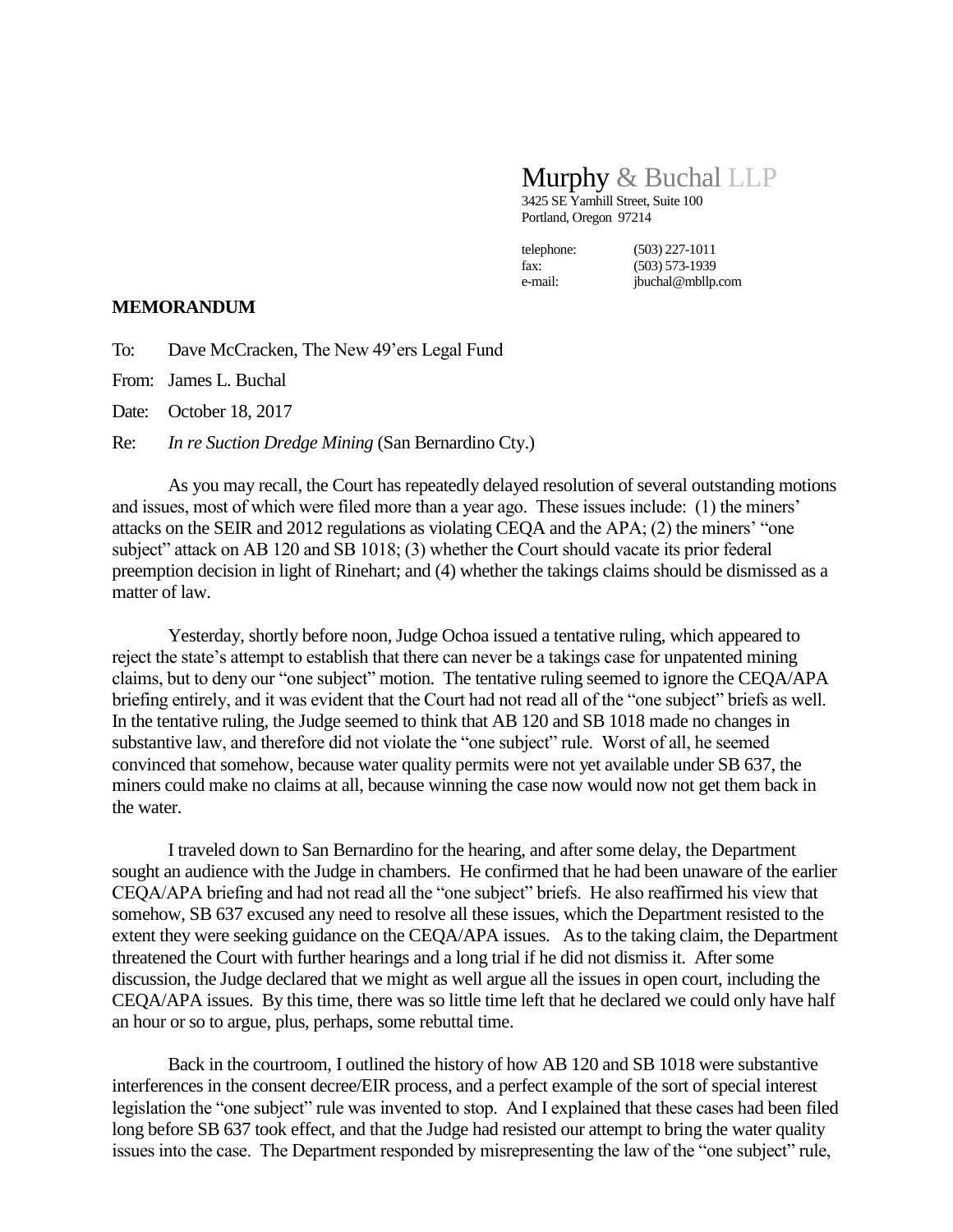Murphy & Buchal LLP
3425 SE Yamhill Street, Suite 100
Portland, Oregon 97214

| | |
|---|---|
| telephone: | (503) 227-1011 |
| fax: | (503) 573-1939 |
| e-mail: | jbuchal@mbllp.com |

**MEMORANDUM**

To: Dave McCracken, The New 49'ers Legal Fund

From: James L. Buchal

Date: October 18, 2017

Re: *In re Suction Dredge Mining* (San Bernardino Cty.)

As you may recall, the Court has repeatedly delayed resolution of several outstanding motions and issues, most of which were filed more than a year ago. These issues include: (1) the miners' attacks on the SEIR and 2012 regulations as violating CEQA and the APA; (2) the miners' "one subject" attack on AB 120 and SB 1018; (3) whether the Court should vacate its prior federal preemption decision in light of Rinehart; and (4) whether the takings claims should be dismissed as a matter of law.

Yesterday, shortly before noon, Judge Ochoa issued a tentative ruling, which appeared to reject the state's attempt to establish that there can never be a takings case for unpatented mining claims, but to deny our "one subject" motion. The tentative ruling seemed to ignore the CEQA/APA briefing entirely, and it was evident that the Court had not read all of the "one subject" briefs as well. In the tentative ruling, the Judge seemed to think that AB 120 and SB 1018 made no changes in substantive law, and therefore did not violate the "one subject" rule. Worst of all, he seemed convinced that somehow, because water quality permits were not yet available under SB 637, the miners could make no claims at all, because winning the case now would now not get them back in the water.

I traveled down to San Bernardino for the hearing, and after some delay, the Department sought an audience with the Judge in chambers. He confirmed that he had been unaware of the earlier CEQA/APA briefing and had not read all the "one subject" briefs. He also reaffirmed his view that somehow, SB 637 excused any need to resolve all these issues, which the Department resisted to the extent they were seeking guidance on the CEQA/APA issues. As to the taking claim, the Department threatened the Court with further hearings and a long trial if he did not dismiss it. After some discussion, the Judge declared that we might as well argue all the issues in open court, including the CEQA/APA issues. By this time, there was so little time left that he declared we could only have half an hour or so to argue, plus, perhaps, some rebuttal time.

Back in the courtroom, I outlined the history of how AB 120 and SB 1018 were substantive interferences in the consent decree/EIR process, and a perfect example of the sort of special interest legislation the "one subject" rule was invented to stop. And I explained that these cases had been filed long before SB 637 took effect, and that the Judge had resisted our attempt to bring the water quality issues into the case. The Department responded by misrepresenting the law of the "one subject" rule,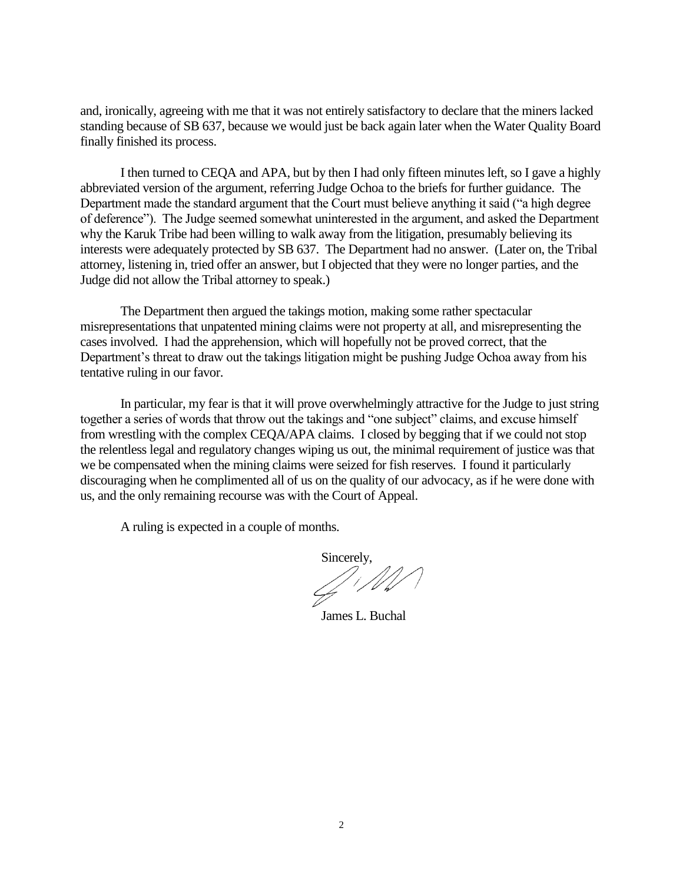and, ironically, agreeing with me that it was not entirely satisfactory to declare that the miners lacked standing because of SB 637, because we would just be back again later when the Water Quality Board finally finished its process.

I then turned to CEQA and APA, but by then I had only fifteen minutes left, so I gave a highly abbreviated version of the argument, referring Judge Ochoa to the briefs for further guidance. The Department made the standard argument that the Court must believe anything it said ("a high degree of deference"). The Judge seemed somewhat uninterested in the argument, and asked the Department why the Karuk Tribe had been willing to walk away from the litigation, presumably believing its interests were adequately protected by SB 637. The Department had no answer. (Later on, the Tribal attorney, listening in, tried offer an answer, but I objected that they were no longer parties, and the Judge did not allow the Tribal attorney to speak.)

The Department then argued the takings motion, making some rather spectacular misrepresentations that unpatented mining claims were not property at all, and misrepresenting the cases involved. I had the apprehension, which will hopefully not be proved correct, that the Department's threat to draw out the takings litigation might be pushing Judge Ochoa away from his tentative ruling in our favor.

In particular, my fear is that it will prove overwhelmingly attractive for the Judge to just string together a series of words that throw out the takings and "one subject" claims, and excuse himself from wrestling with the complex CEQA/APA claims. I closed by begging that if we could not stop the relentless legal and regulatory changes wiping us out, the minimal requirement of justice was that we be compensated when the mining claims were seized for fish reserves. I found it particularly discouraging when he complimented all of us on the quality of our advocacy, as if he were done with us, and the only remaining recourse was with the Court of Appeal.

A ruling is expected in a couple of months.

Sincerely,

James L. Buchal